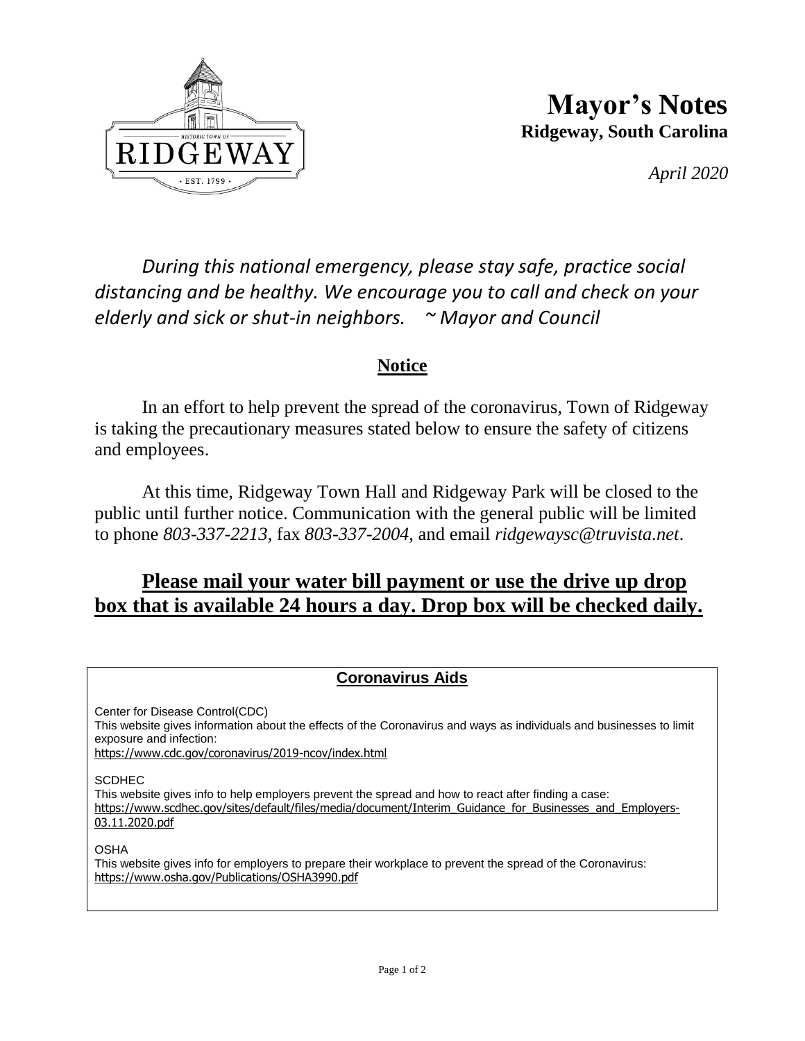# Mayor's Notes

**Ridgeway, South Carolina**

*April 2020*

*During this national emergency, please stay safe, practice social distancing and be healthy. We encourage you to call and check on your elderly and sick or shut-in neighbors. ~ Mayor and Council*

## Notice

In an effort to help prevent the spread of the coronavirus, Town of Ridgeway is taking the precautionary measures stated below to ensure the safety of citizens and employees.

At this time, Ridgeway Town Hall and Ridgeway Park will be closed to the public until further notice. Communication with the general public will be limited to phone *803-337-2213*, fax *803-337-2004*, and email *ridgewaysc@truvista.net*.

**Please mail your water bill payment or use the drive up drop box that is available 24 hours a day. Drop box will be checked daily.**

### Coronavirus Aids

Center for Disease Control(CDC)
This website gives information about the effects of the Coronavirus and ways as individuals and businesses to limit exposure and infection:
https://www.cdc.gov/coronavirus/2019-ncov/index.html

SCDHEC
This website gives info to help employers prevent the spread and how to react after finding a case:
https://www.scdhec.gov/sites/default/files/media/document/Interim_Guidance_for_Businesses_and_Employers-03.11.2020.pdf

OSHA
This website gives info for employers to prepare their workplace to prevent the spread of the Coronavirus:
https://www.osha.gov/Publications/OSHA3990.pdf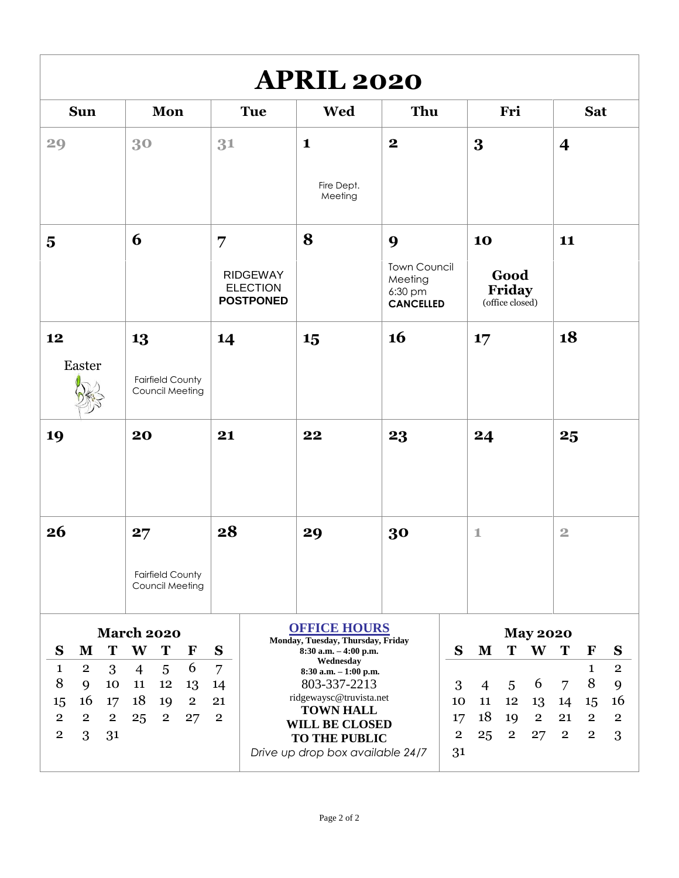# APRIL 2020

| Sun | Mon | Tue | Wed | Thu | Fri | Sat |
|---|---|---|---|---|---|---|
| 29 | 30 | 31 | 1<br>Fire Dept. Meeting | 2 | 3 | 4 |
| 5 | 6 | 7<br>RIDGEWAY ELECTION **POSTPONED** | 8 | 9<br>Town Council Meeting 6:30 pm **CANCELLED** | 10<br>**Good Friday** (office closed) | 11 |
| 12<br>Easter | 13<br>Fairfield County Council Meeting | 14 | 15 | 16 | 17 | 18 |
| 19 | 20 | 21 | 22 | 23 | 24 | 25 |
| 26 | 27<br>Fairfield County Council Meeting | 28 | 29 | 30 | 1 | 2 |

**March 2020**

| S | M | T | W | T | F | S |
|---|---|---|---|---|---|---|
| 1 | 2 | 3 | 4 | 5 | 6 | 7 |
| 8 | 9 | 10 | 11 | 12 | 13 | 14 |
| 15 | 16 | 17 | 18 | 19 | 2 | 21 |
| 2 | 2 | 2 | 25 | 2 | 27 | 2 |
| 2 | 3 | 31 | | | | |

**OFFICE HOURS**

**Monday, Tuesday, Thursday, Friday**
**8:30 a.m. – 4:00 p.m.**
**Wednesday**
**8:30 a.m. – 1:00 p.m.**
803-337-2213
ridgewaysc@truvista.net
**TOWN HALL WILL BE CLOSED TO THE PUBLIC**
*Drive up drop box available 24/7*

**May 2020**

| S | M | T | W | T | F | S |
|---|---|---|---|---|---|---|
| | | | | | 1 | 2 |
| 3 | 4 | 5 | 6 | 7 | 8 | 9 |
| 10 | 11 | 12 | 13 | 14 | 15 | 16 |
| 17 | 18 | 19 | 2 | 21 | 2 | 2 |
| 2 | 25 | 2 | 27 | 2 | 2 | 3 |
| 31 | | | | | | |